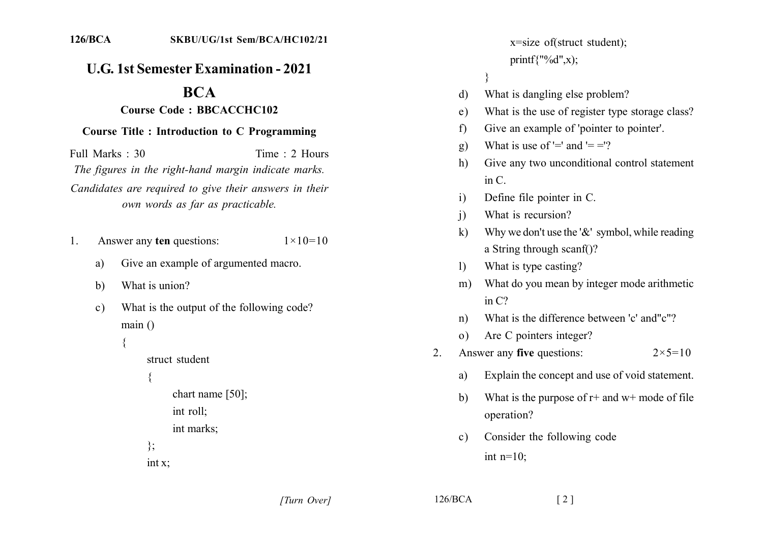126/BCA SKBU/UG/1st Sem/BCA/HC102/21

# U.G. 1st Semester Examination - 2021

## BCA

### Course Code : BBCACCHC102

### Course Title : Introduction to C Programming

Full Marks : 30 Time : 2 Hours

*The figures in the right-hand margin indicate marks.*

*Candidates are required to give their answers in their own words as far as practicable.*

1. Answer any **ten** questions: $1\times10=10$

   a) Give an example of argumented macro.

   b) What is union?

   c) What is the output of the following code?

```
main ()
{
      struct student
      {
            chart name [50];
            int roll;
            int marks;
      };
      int x;
      x=size of(struct student);
      printf{"%d",x);
}
```

   d) What is dangling else problem?

   e) What is the use of register type storage class?

   f) Give an example of 'pointer to pointer'.

   g) What is use of '=' and '= ='?

   h) Give any two unconditional control statement in C.

   i) Define file pointer in C.

   j) What is recursion?

   k) Why we don't use the '&' symbol, while reading a String through scanf()?

   l) What is type casting?

   m) What do you mean by integer mode arithmetic in C?

   n) What is the difference between 'c' and"c"?

   o) Are C pointers integer?

2. Answer any **five** questions: $2\times5=10$

   a) Explain the concept and use of void statement.

   b) What is the purpose of r+ and w+ mode of file operation?

   c) Consider the following code

      int n=10;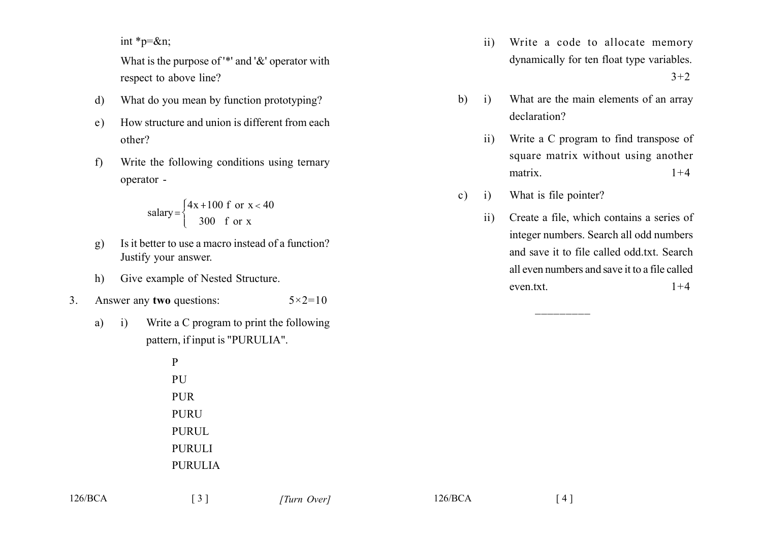int *p=&n;

What is the purpose of '*' and '&' operator with respect to above line?

d) What do you mean by function prototyping?

e) How structure and union is different from each other?

f) Write the following conditions using ternary operator -

$$\text{salary} = \begin{cases} 4x + 100 \text{ f or } x < 40 \\ \quad 300 \quad \text{f or } x \end{cases}$$

g) Is it better to use a macro instead of a function? Justify your answer.

h) Give example of Nested Structure.

3. Answer any **two** questions: 5×2=10

a) i) Write a C program to print the following pattern, if input is "PURULIA".

```
P
PU
PUR
PURU
PURUL
PURULI
PURULIA
```

ii) Write a code to allocate memory dynamically for ten float type variables. 3+2

b) i) What are the main elements of an array declaration?

ii) Write a C program to find transpose of square matrix without using another matrix. 1+4

c) i) What is file pointer?

ii) Create a file, which contains a series of integer numbers. Search all odd numbers and save it to file called odd.txt. Search all even numbers and save it to a file called even.txt. 1+4

———————